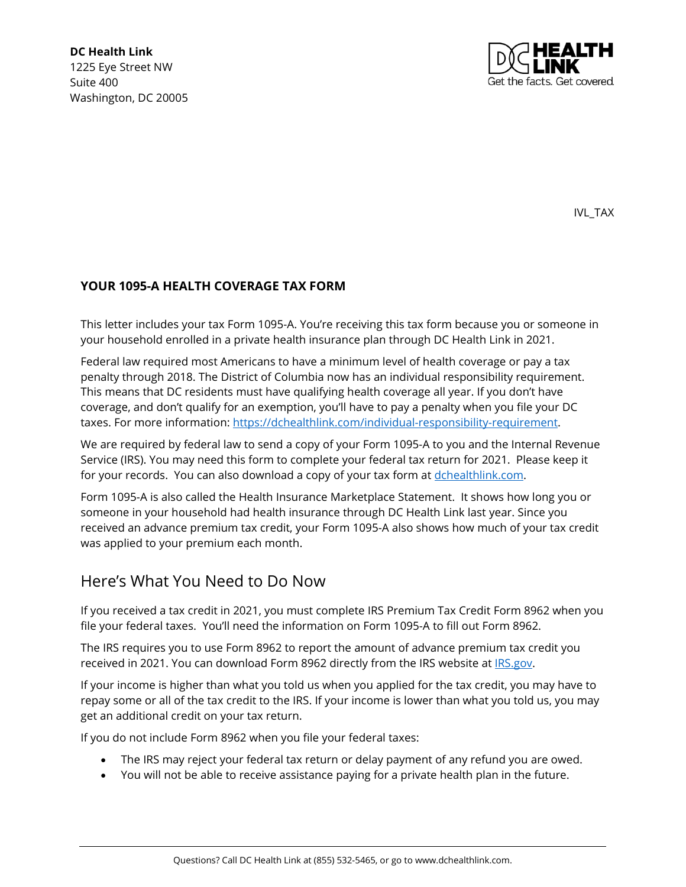**DC Health Link**
1225 Eye Street NW
Suite 400
Washington, DC 20005

IVL_TAX

**YOUR 1095-A HEALTH COVERAGE TAX FORM**

This letter includes your tax Form 1095-A. You're receiving this tax form because you or someone in your household enrolled in a private health insurance plan through DC Health Link in 2021.

Federal law required most Americans to have a minimum level of health coverage or pay a tax penalty through 2018. The District of Columbia now has an individual responsibility requirement. This means that DC residents must have qualifying health coverage all year. If you don't have coverage, and don't qualify for an exemption, you'll have to pay a penalty when you file your DC taxes. For more information: [https://dchealthlink.com/individual-responsibility-requirement](https://dchealthlink.com/individual-responsibility-requirement).

We are required by federal law to send a copy of your Form 1095-A to you and the Internal Revenue Service (IRS). You may need this form to complete your federal tax return for 2021. Please keep it for your records. You can also download a copy of your tax form at [dchealthlink.com](https://dchealthlink.com).

Form 1095-A is also called the Health Insurance Marketplace Statement. It shows how long you or someone in your household had health insurance through DC Health Link last year. Since you received an advance premium tax credit, your Form 1095-A also shows how much of your tax credit was applied to your premium each month.

## Here's What You Need to Do Now

If you received a tax credit in 2021, you must complete IRS Premium Tax Credit Form 8962 when you file your federal taxes. You'll need the information on Form 1095-A to fill out Form 8962.

The IRS requires you to use Form 8962 to report the amount of advance premium tax credit you received in 2021. You can download Form 8962 directly from the IRS website at [IRS.gov](https://IRS.gov).

If your income is higher than what you told us when you applied for the tax credit, you may have to repay some or all of the tax credit to the IRS. If your income is lower than what you told us, you may get an additional credit on your tax return.

If you do not include Form 8962 when you file your federal taxes:

- The IRS may reject your federal tax return or delay payment of any refund you are owed.
- You will not be able to receive assistance paying for a private health plan in the future.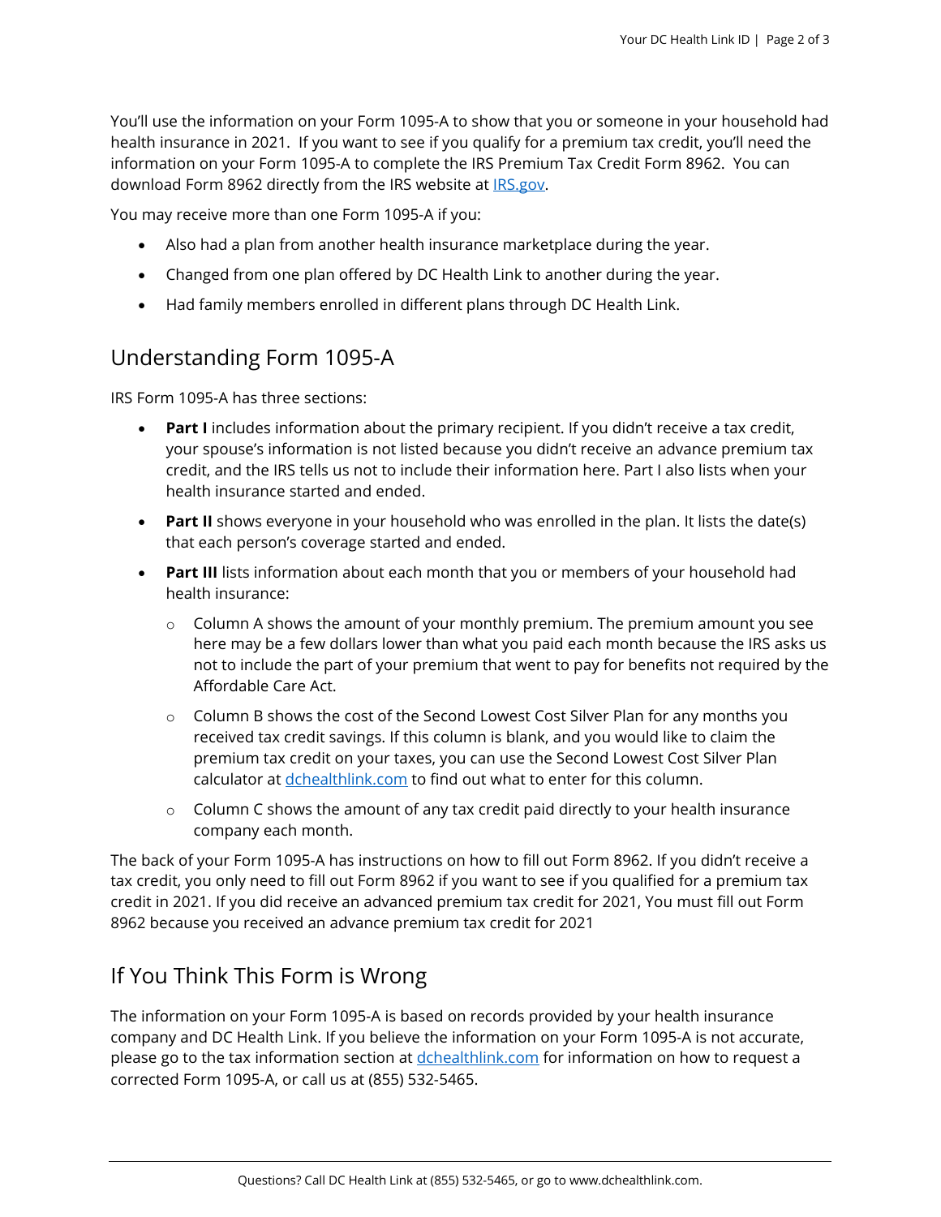You'll use the information on your Form 1095-A to show that you or someone in your household had health insurance in 2021. If you want to see if you qualify for a premium tax credit, you'll need the information on your Form 1095-A to complete the IRS Premium Tax Credit Form 8962. You can download Form 8962 directly from the IRS website at [IRS.gov](https://www.irs.gov).

You may receive more than one Form 1095-A if you:

- Also had a plan from another health insurance marketplace during the year.
- Changed from one plan offered by DC Health Link to another during the year.
- Had family members enrolled in different plans through DC Health Link.

## Understanding Form 1095-A

IRS Form 1095-A has three sections:

- **Part I** includes information about the primary recipient. If you didn't receive a tax credit, your spouse's information is not listed because you didn't receive an advance premium tax credit, and the IRS tells us not to include their information here. Part I also lists when your health insurance started and ended.
- **Part II** shows everyone in your household who was enrolled in the plan. It lists the date(s) that each person's coverage started and ended.
- **Part III** lists information about each month that you or members of your household had health insurance:
  - Column A shows the amount of your monthly premium. The premium amount you see here may be a few dollars lower than what you paid each month because the IRS asks us not to include the part of your premium that went to pay for benefits not required by the Affordable Care Act.
  - Column B shows the cost of the Second Lowest Cost Silver Plan for any months you received tax credit savings. If this column is blank, and you would like to claim the premium tax credit on your taxes, you can use the Second Lowest Cost Silver Plan calculator at [dchealthlink.com](https://www.dchealthlink.com) to find out what to enter for this column.
  - Column C shows the amount of any tax credit paid directly to your health insurance company each month.

The back of your Form 1095-A has instructions on how to fill out Form 8962. If you didn't receive a tax credit, you only need to fill out Form 8962 if you want to see if you qualified for a premium tax credit in 2021. If you did receive an advanced premium tax credit for 2021, You must fill out Form 8962 because you received an advance premium tax credit for 2021

## If You Think This Form is Wrong

The information on your Form 1095-A is based on records provided by your health insurance company and DC Health Link. If you believe the information on your Form 1095-A is not accurate, please go to the tax information section at [dchealthlink.com](https://www.dchealthlink.com) for information on how to request a corrected Form 1095-A, or call us at (855) 532-5465.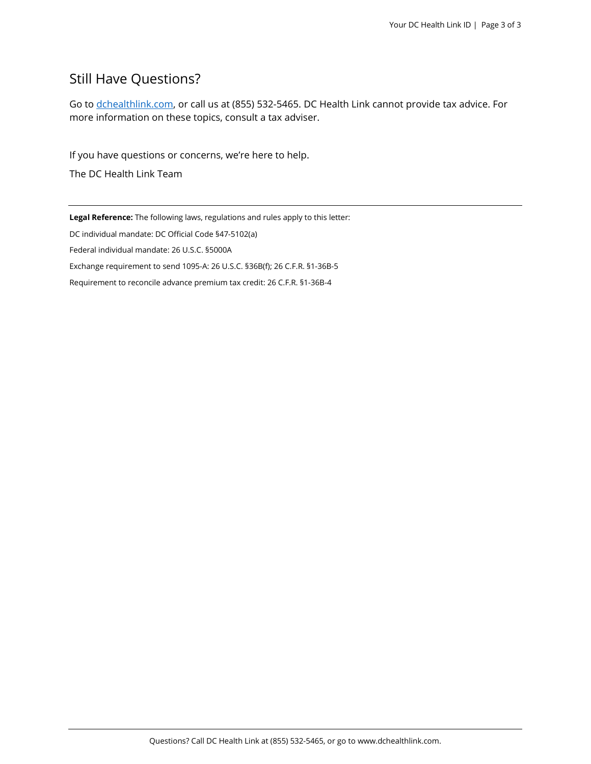## Still Have Questions?

Go to [dchealthlink.com](https://dchealthlink.com), or call us at (855) 532-5465. DC Health Link cannot provide tax advice. For more information on these topics, consult a tax adviser.

If you have questions or concerns, we're here to help.

The DC Health Link Team

---

**Legal Reference:** The following laws, regulations and rules apply to this letter:

DC individual mandate: DC Official Code §47-5102(a)

Federal individual mandate: 26 U.S.C. §5000A

Exchange requirement to send 1095-A: 26 U.S.C. §36B(f); 26 C.F.R. §1-36B-5

Requirement to reconcile advance premium tax credit: 26 C.F.R. §1-36B-4